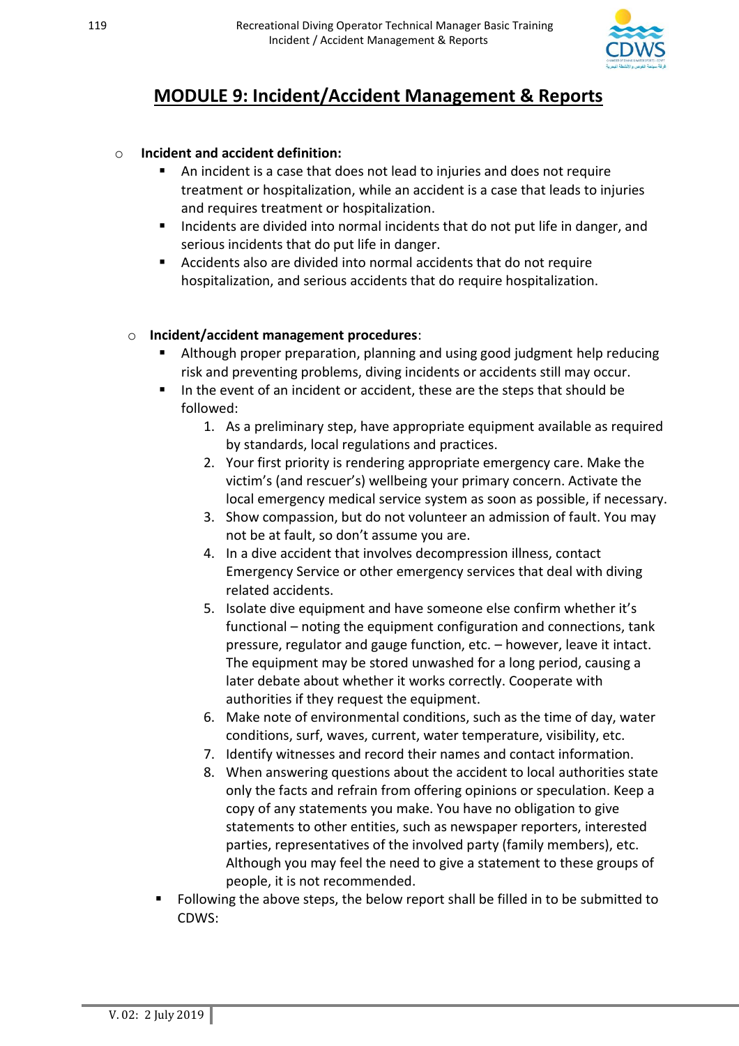# MODULE 9: Incident/Accident Management & Reports

- **Incident and accident definition:**
    - An incident is a case that does not lead to injuries and does not require treatment or hospitalization, while an accident is a case that leads to injuries and requires treatment or hospitalization.
    - Incidents are divided into normal incidents that do not put life in danger, and serious incidents that do put life in danger.
    - Accidents also are divided into normal accidents that do not require hospitalization, and serious accidents that do require hospitalization.

- **Incident/accident management procedures**:
    - Although proper preparation, planning and using good judgment help reducing risk and preventing problems, diving incidents or accidents still may occur.
    - In the event of an incident or accident, these are the steps that should be followed:
        1. As a preliminary step, have appropriate equipment available as required by standards, local regulations and practices.
        2. Your first priority is rendering appropriate emergency care. Make the victim's (and rescuer's) wellbeing your primary concern. Activate the local emergency medical service system as soon as possible, if necessary.
        3. Show compassion, but do not volunteer an admission of fault. You may not be at fault, so don't assume you are.
        4. In a dive accident that involves decompression illness, contact Emergency Service or other emergency services that deal with diving related accidents.
        5. Isolate dive equipment and have someone else confirm whether it's functional – noting the equipment configuration and connections, tank pressure, regulator and gauge function, etc. – however, leave it intact. The equipment may be stored unwashed for a long period, causing a later debate about whether it works correctly. Cooperate with authorities if they request the equipment.
        6. Make note of environmental conditions, such as the time of day, water conditions, surf, waves, current, water temperature, visibility, etc.
        7. Identify witnesses and record their names and contact information.
        8. When answering questions about the accident to local authorities state only the facts and refrain from offering opinions or speculation. Keep a copy of any statements you make. You have no obligation to give statements to other entities, such as newspaper reporters, interested parties, representatives of the involved party (family members), etc. Although you may feel the need to give a statement to these groups of people, it is not recommended.
    - Following the above steps, the below report shall be filled in to be submitted to CDWS: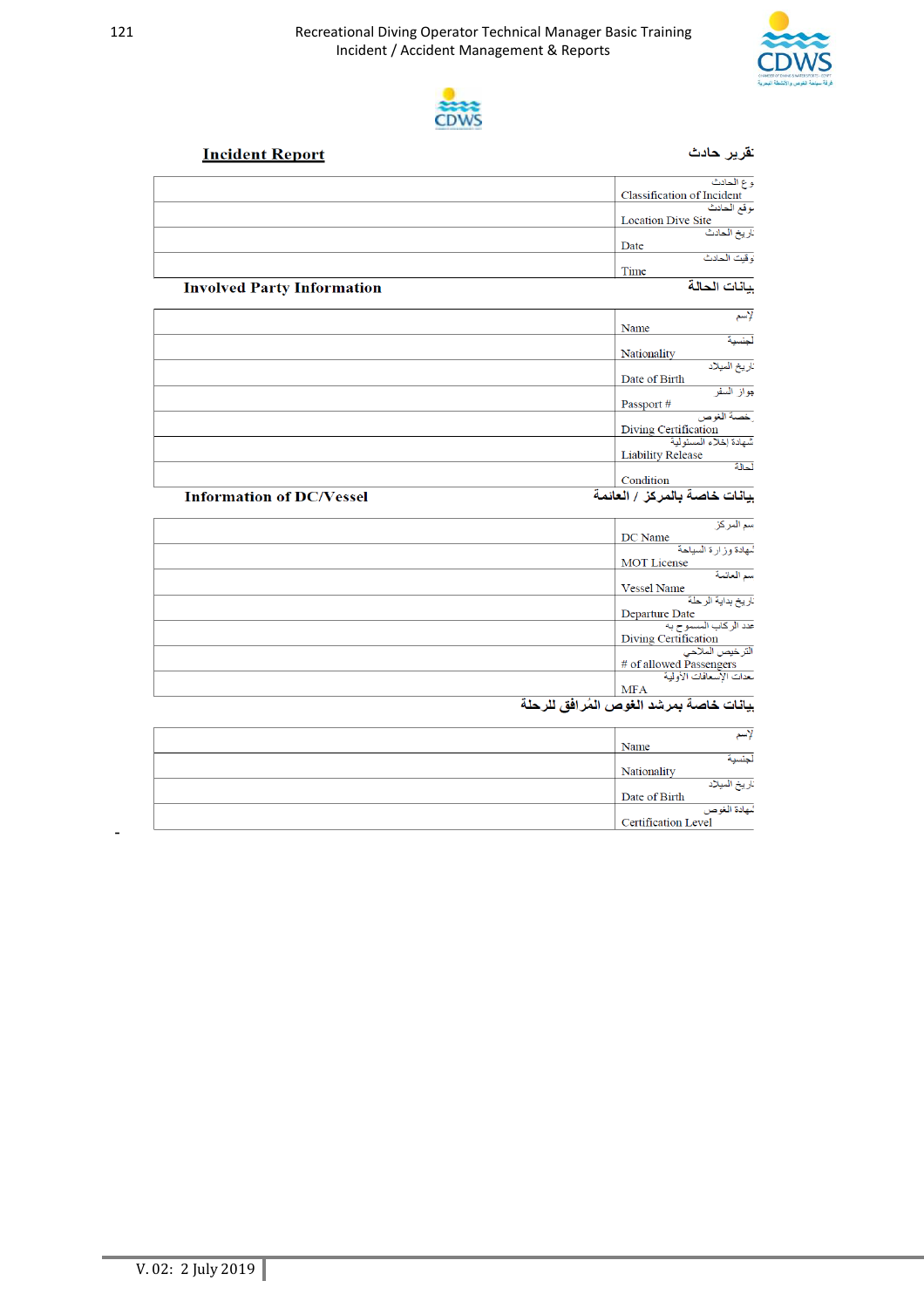## Incident Report — تقرير حادث

| | نوع الحادث<br>Classification of Incident |
|---|---|
| | موقع الحادث<br>Location Dive Site |
| | تاريخ الحادث<br>Date |
| | توقيت الحادث<br>Time |

### Involved Party Information — بيانات الحالة

| | الإسم<br>Name |
|---|---|
| | الجنسية<br>Nationality |
| | تاريخ الميلاد<br>Date of Birth |
| | جواز السفر<br>Passport # |
| | رخصة الغوص<br>Diving Certification |
| | شهادة إخلاء المسئولية<br>Liability Release |
| | الحالة<br>Condition |

### Information of DC/Vessel — بيانات خاصة بالمركز / العائمة

| | اسم المركز<br>DC Name |
|---|---|
| | شهادة وزارة السياحة<br>MOT License |
| | اسم العائمة<br>Vessel Name |
| | تاريخ بداية الرحلة<br>Departure Date |
| | عدد الركاب المسموح به<br>Diving Certification |
| | الترخيص الملاحي<br># of allowed Passengers |
| | معدات الإسعافات الأولية<br>MFA |

### بيانات خاصة بمرشد الغوص المُرافق للرحلة

| | الإسم<br>Name |
|---|---|
| | الجنسية<br>Nationality |
| | تاريخ الميلاد<br>Date of Birth |
| | شهادة الغوص<br>Certification Level |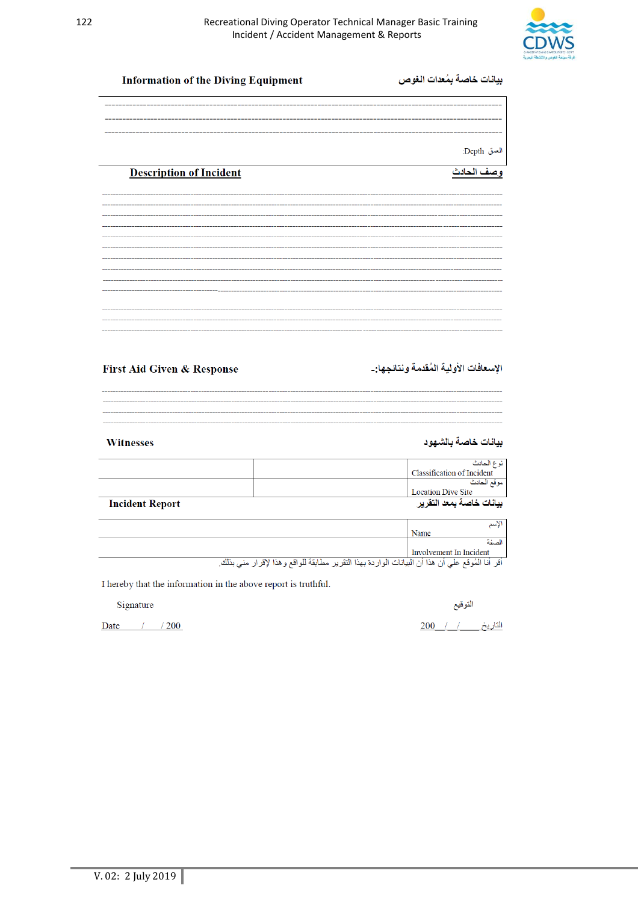**Information of the Diving Equipment** بيانات خاصة بمُعدات الغوص

---

---

---

العمق :Depth

**Description of Incident** وصف الحادث

---

---

---

---

---

---

---

---

---

---

---

---

**First Aid Given & Response** الإسعافات الأولية المُقدمة ونتائجها:-

---

---

---

---

**Witnesses** بيانات خاصة بالشهود

| | | نوع الحادث Classification of Incident |
|---|---|---|
| | | موقع الحادث Location Dive Site |

**Incident Report** بيانات خاصة بمعد التقرير

| | الإسم Name |
|---|---|
| | الصفة Involvement In Incident |

أقر أنا المُوقع علي أن هذا أن البيانات الواردة بهذا التقرير مطابقة للواقع وهذا لإقرار مني بذلك.

I hereby that the information in the above report is truthful.

Signature التوقيع

Date / / 200 التاريخ___/__/__200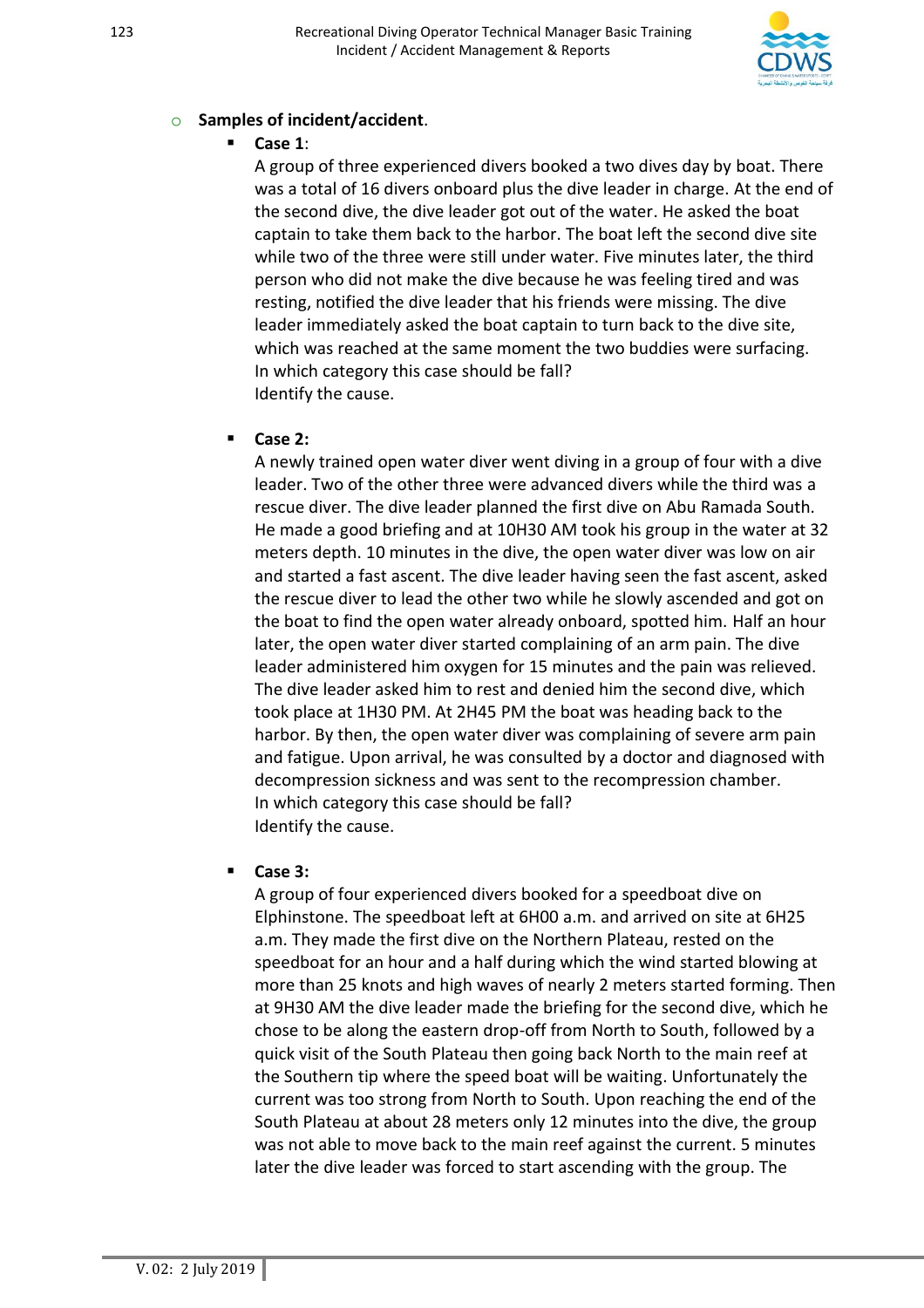- **Samples of incident/accident**.
  - **Case 1**:

    A group of three experienced divers booked a two dives day by boat. There was a total of 16 divers onboard plus the dive leader in charge. At the end of the second dive, the dive leader got out of the water. He asked the boat captain to take them back to the harbor. The boat left the second dive site while two of the three were still under water. Five minutes later, the third person who did not make the dive because he was feeling tired and was resting, notified the dive leader that his friends were missing. The dive leader immediately asked the boat captain to turn back to the dive site, which was reached at the same moment the two buddies were surfacing.

    In which category this case should be fall?

    Identify the cause.

  - **Case 2:**

    A newly trained open water diver went diving in a group of four with a dive leader. Two of the other three were advanced divers while the third was a rescue diver. The dive leader planned the first dive on Abu Ramada South. He made a good briefing and at 10H30 AM took his group in the water at 32 meters depth. 10 minutes in the dive, the open water diver was low on air and started a fast ascent. The dive leader having seen the fast ascent, asked the rescue diver to lead the other two while he slowly ascended and got on the boat to find the open water already onboard, spotted him. Half an hour later, the open water diver started complaining of an arm pain. The dive leader administered him oxygen for 15 minutes and the pain was relieved. The dive leader asked him to rest and denied him the second dive, which took place at 1H30 PM. At 2H45 PM the boat was heading back to the harbor. By then, the open water diver was complaining of severe arm pain and fatigue. Upon arrival, he was consulted by a doctor and diagnosed with decompression sickness and was sent to the recompression chamber.

    In which category this case should be fall?

    Identify the cause.

  - **Case 3:**

    A group of four experienced divers booked for a speedboat dive on Elphinstone. The speedboat left at 6H00 a.m. and arrived on site at 6H25 a.m. They made the first dive on the Northern Plateau, rested on the speedboat for an hour and a half during which the wind started blowing at more than 25 knots and high waves of nearly 2 meters started forming. Then at 9H30 AM the dive leader made the briefing for the second dive, which he chose to be along the eastern drop-off from North to South, followed by a quick visit of the South Plateau then going back North to the main reef at the Southern tip where the speed boat will be waiting. Unfortunately the current was too strong from North to South. Upon reaching the end of the South Plateau at about 28 meters only 12 minutes into the dive, the group was not able to move back to the main reef against the current. 5 minutes later the dive leader was forced to start ascending with the group. The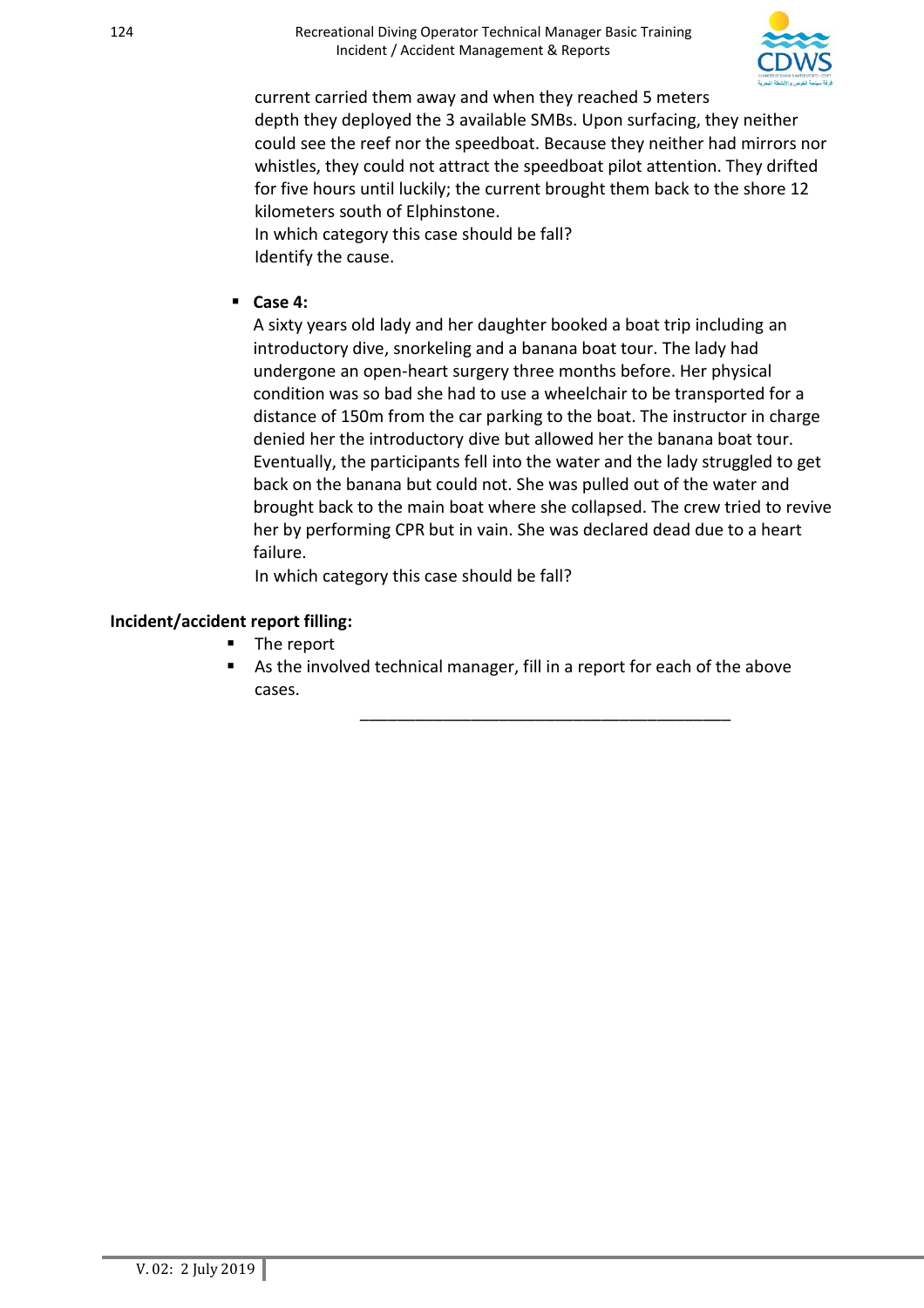current carried them away and when they reached 5 meters depth they deployed the 3 available SMBs. Upon surfacing, they neither could see the reef nor the speedboat. Because they neither had mirrors nor whistles, they could not attract the speedboat pilot attention. They drifted for five hours until luckily; the current brought them back to the shore 12 kilometers south of Elphinstone.
In which category this case should be fall?
Identify the cause.

- **Case 4:**
  A sixty years old lady and her daughter booked a boat trip including an introductory dive, snorkeling and a banana boat tour. The lady had undergone an open-heart surgery three months before. Her physical condition was so bad she had to use a wheelchair to be transported for a distance of 150m from the car parking to the boat. The instructor in charge denied her the introductory dive but allowed her the banana boat tour. Eventually, the participants fell into the water and the lady struggled to get back on the banana but could not. She was pulled out of the water and brought back to the main boat where she collapsed. The crew tried to revive her by performing CPR but in vain. She was declared dead due to a heart failure.
  In which category this case should be fall?

**Incident/accident report filling:**

- The report
- As the involved technical manager, fill in a report for each of the above cases.

---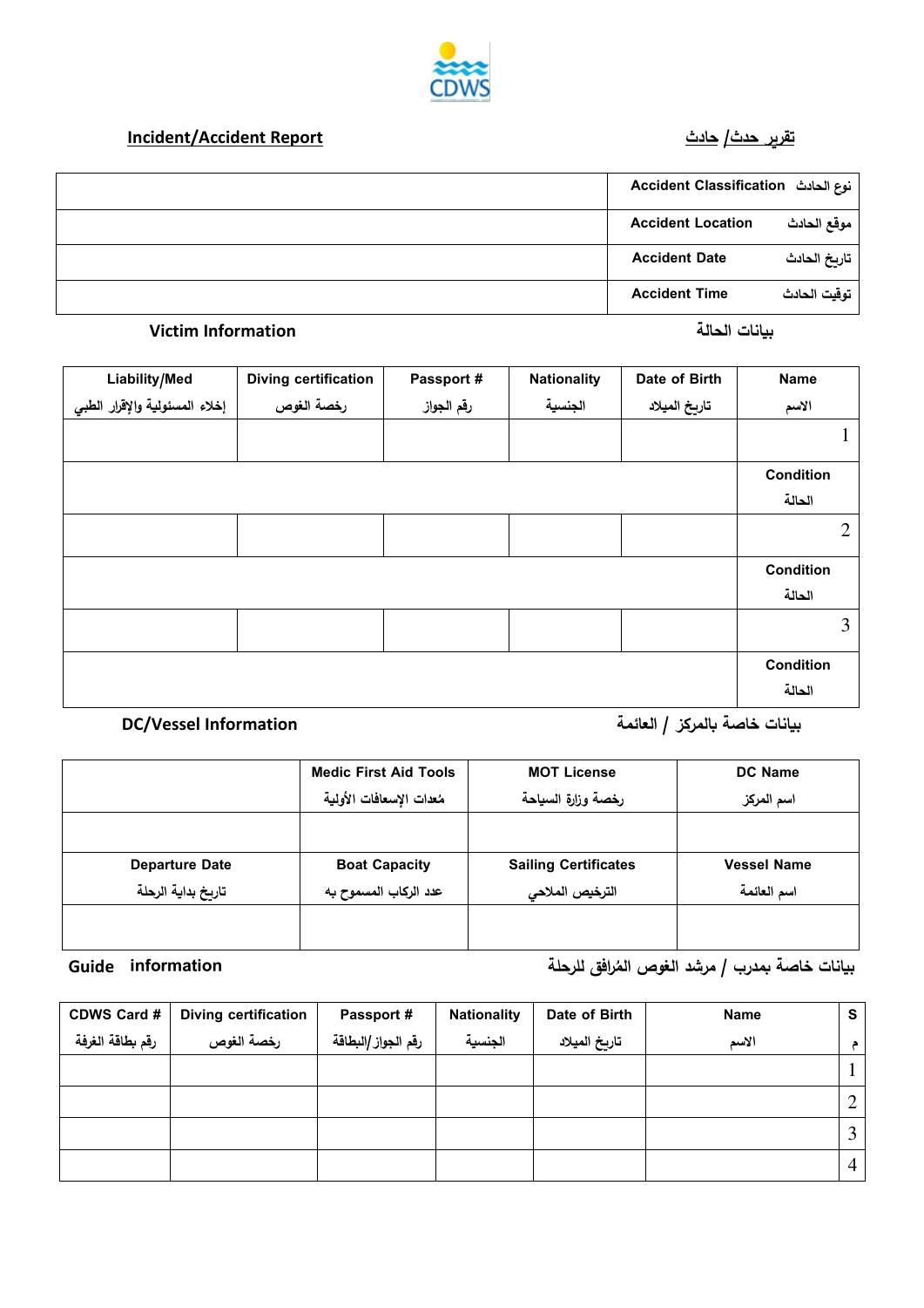CDWS

## Incident/Accident Report تقرير حدث/ حادث

| | |
|---|---|
| | Accident Classification نوع الحادث |
| | Accident Location موقع الحادث |
| | Accident Date تاريخ الحادث |
| | Accident Time توقيت الحادث |

### Victim Information بيانات الحالة

| Liability/Med إخلاء المسئولية والإقرار الطبي | Diving certification رخصة الغوص | Passport # رقم الجواز | Nationality الجنسية | Date of Birth تاريخ الميلاد | Name الاسم |
|---|---|---|---|---|---|
| | | | | | 1 |
| | | | | | Condition الحالة |
| | | | | | 2 |
| | | | | | Condition الحالة |
| | | | | | 3 |
| | | | | | Condition الحالة |

### DC/Vessel Information بيانات خاصة بالمركز / العائمة

| | Medic First Aid Tools مُعدات الإسعافات الأولية | MOT License رخصة وزارة السياحة | DC Name اسم المركز |
|---|---|---|---|
| | | | |
| Departure Date تاريخ بداية الرحلة | Boat Capacity عدد الركاب المسموح به | Sailing Certificates الترخيص الملاحي | Vessel Name اسم العائمة |
| | | | |

### Guide information بيانات خاصة بمدرب / مرشد الغوص المُرافق للرحلة

| CDWS Card # رقم بطاقة الغرفة | Diving certification رخصة الغوص | Passport # رقم الجواز/البطاقة | Nationality الجنسية | Date of Birth تاريخ الميلاد | Name الاسم | S م |
|---|---|---|---|---|---|---|
| | | | | | | 1 |
| | | | | | | 2 |
| | | | | | | 3 |
| | | | | | | 4 |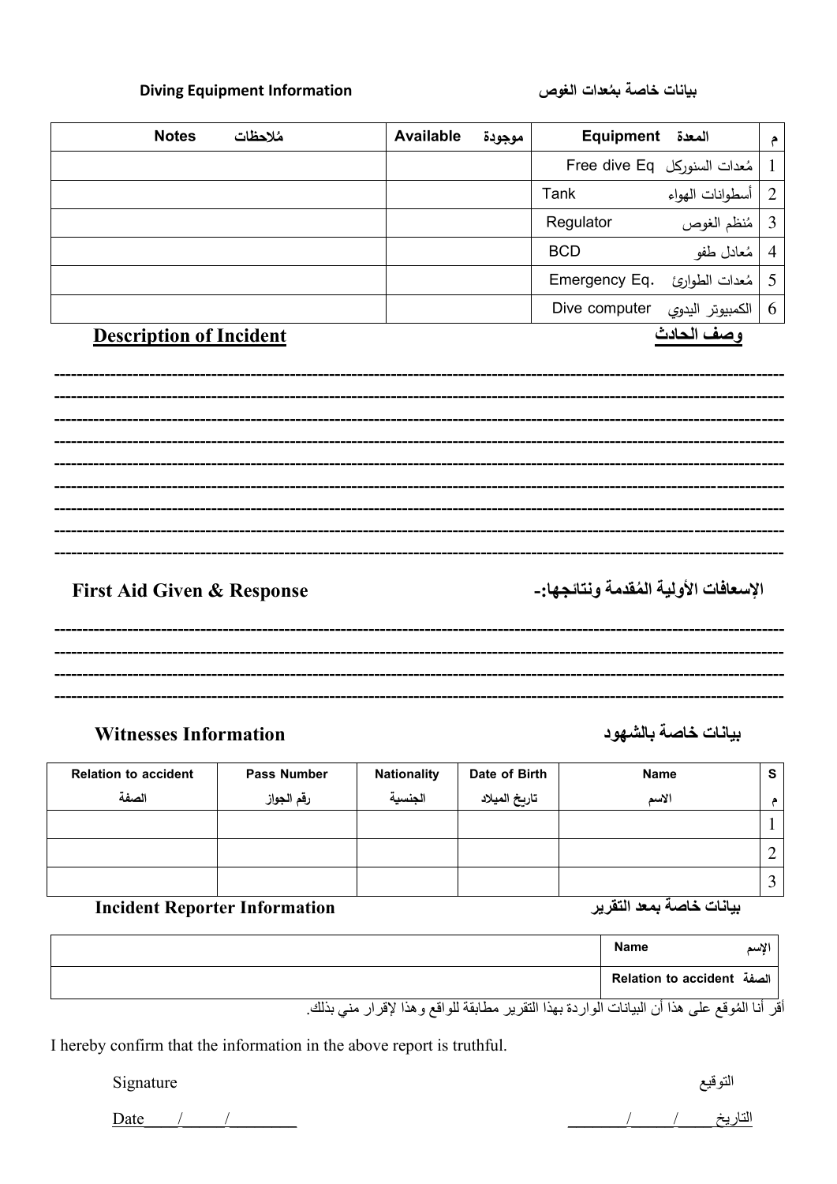**Diving Equipment Information** **بيانات خاصة بمُعدات الغوص**

| Notes مُلاحظات | Available موجودة | Equipment المعدة | م |
|---|---|---|---|
| | | مُعدات السنوركل Free dive Eq | 1 |
| | | أسطوانات الهواء Tank | 2 |
| | | مُنظم الغوص Regulator | 3 |
| | | مُعادل طفو BCD | 4 |
| | | مُعدات الطوارئ Emergency Eq. | 5 |
| | | الكمبيوتر اليدوي Dive computer | 6 |

## Description of Incident وصف الحادث

--------------------------------------------------------------------------------------------------------------------------
--------------------------------------------------------------------------------------------------------------------------
--------------------------------------------------------------------------------------------------------------------------
--------------------------------------------------------------------------------------------------------------------------
--------------------------------------------------------------------------------------------------------------------------
--------------------------------------------------------------------------------------------------------------------------
--------------------------------------------------------------------------------------------------------------------------
--------------------------------------------------------------------------------------------------------------------------
--------------------------------------------------------------------------------------------------------------------------

## First Aid Given & Response الإسعافات الأولية المُقدمة ونتائجها:-

--------------------------------------------------------------------------------------------------------------------------
--------------------------------------------------------------------------------------------------------------------------
--------------------------------------------------------------------------------------------------------------------------
--------------------------------------------------------------------------------------------------------------------------

## Witnesses Information بيانات خاصة بالشهود

| Relation to accident الصفة | Pass Number رقم الجواز | Nationality الجنسية | Date of Birth تاريخ الميلاد | Name الاسم | S م |
|---|---|---|---|---|---|
| | | | | | 1 |
| | | | | | 2 |
| | | | | | 3 |

## Incident Reporter Information بيانات خاصة بمعد التقرير

| | |
|---|---|
| | Name الإسم |
| | Relation to accident الصفة |

أقر أنا المُوقع على هذا أن البيانات الواردة بهذا التقرير مطابقة للواقع وهذا لإقرار مني بذلك.

I hereby confirm that the information in the above report is truthful.

Signature التوقيع

Date____/_____/________ التاريخ____/_____/________